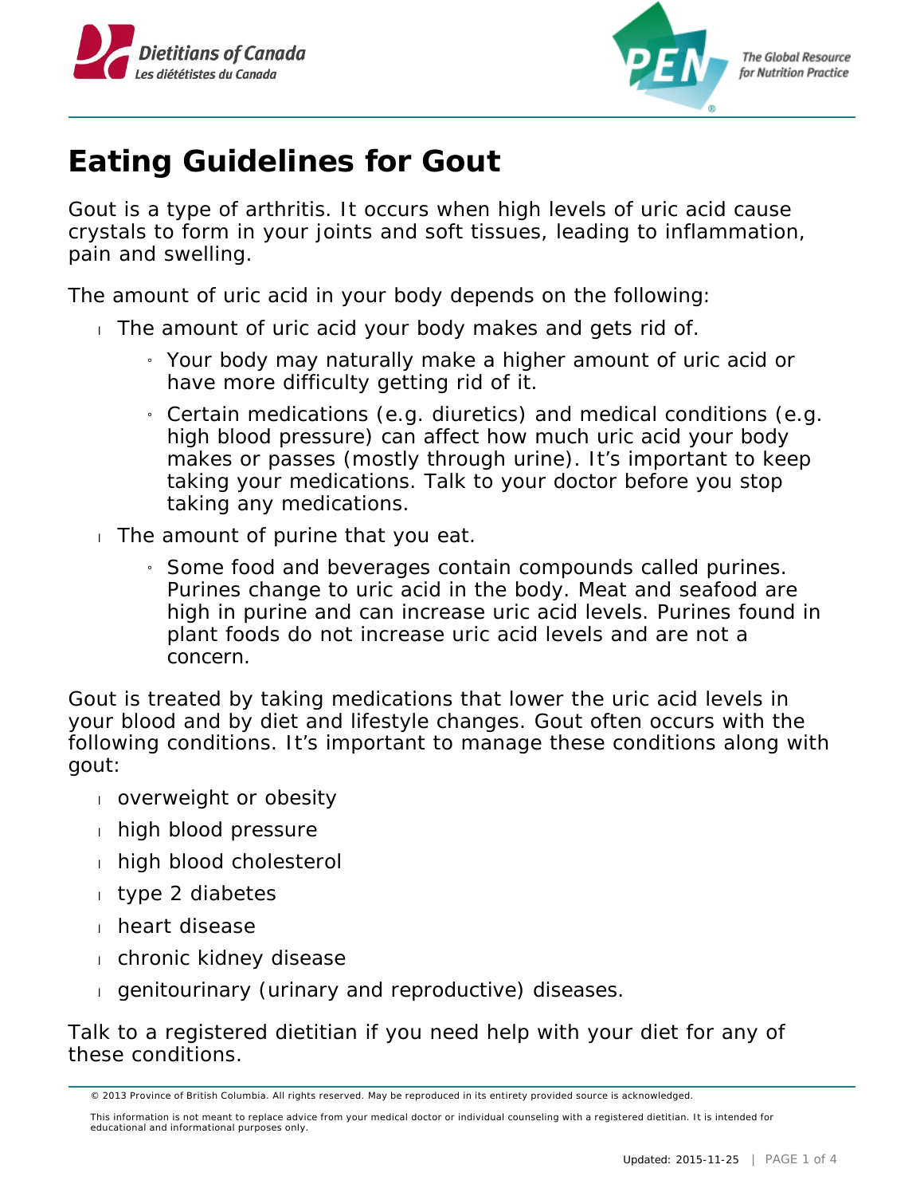# Eating Guidelines for Gout

Gout is a type of arthritis. It occurs when high levels of uric acid cause crystals to form in your joints and soft tissues, leading to inflammation, pain and swelling.

The amount of uric acid in your body depends on the following:

- The amount of uric acid your body makes and gets rid of.
  - Your body may naturally make a higher amount of uric acid or have more difficulty getting rid of it.
  - Certain medications (e.g. diuretics) and medical conditions (e.g. high blood pressure) can affect how much uric acid your body makes or passes (mostly through urine). It's important to keep taking your medications. Talk to your doctor before you stop taking any medications.
- The amount of purine that you eat.
  - Some food and beverages contain compounds called purines. Purines change to uric acid in the body. Meat and seafood are high in purine and can increase uric acid levels. Purines found in plant foods do not increase uric acid levels and are not a concern.

Gout is treated by taking medications that lower the uric acid levels in your blood and by diet and lifestyle changes. Gout often occurs with the following conditions. It's important to manage these conditions along with gout:

- overweight or obesity
- high blood pressure
- high blood cholesterol
- type 2 diabetes
- heart disease
- chronic kidney disease
- genitourinary (urinary and reproductive) diseases.

Talk to a registered dietitian if you need help with your diet for any of these conditions.

© 2013 Province of British Columbia. All rights reserved. May be reproduced in its entirety provided source is acknowledged.

This information is not meant to replace advice from your medical doctor or individual counseling with a registered dietitian. It is intended for educational and informational purposes only.

Updated: 2015-11-25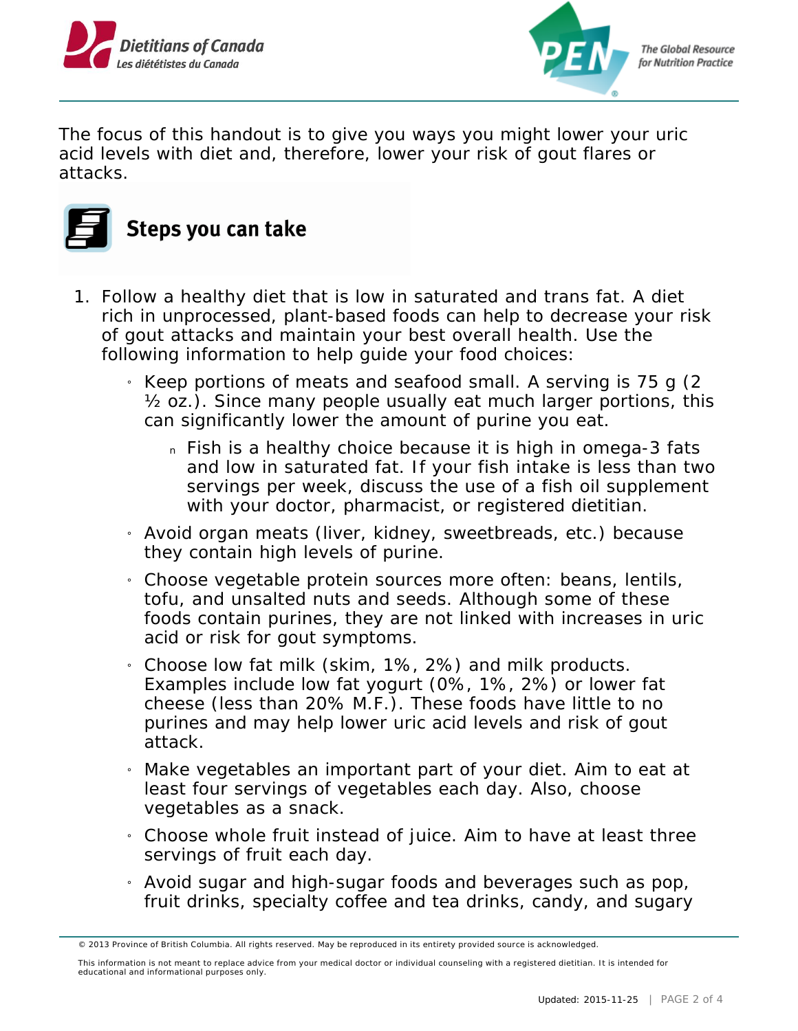The focus of this handout is to give you ways you might lower your uric acid levels with diet and, therefore, lower your risk of gout flares or attacks.

## Steps you can take

1. Follow a healthy diet that is low in saturated and trans fat. A diet rich in unprocessed, plant-based foods can help to decrease your risk of gout attacks and maintain your best overall health. Use the following information to help guide your food choices:
   - Keep portions of meats and seafood small. A serving is 75 g (2 ½ oz.). Since many people usually eat much larger portions, this can significantly lower the amount of purine you eat.
     - Fish is a healthy choice because it is high in omega-3 fats and low in saturated fat. If your fish intake is less than two servings per week, discuss the use of a fish oil supplement with your doctor, pharmacist, or registered dietitian.
   - Avoid organ meats (liver, kidney, sweetbreads, etc.) because they contain high levels of purine.
   - Choose vegetable protein sources more often: beans, lentils, tofu, and unsalted nuts and seeds. Although some of these foods contain purines, they are not linked with increases in uric acid or risk for gout symptoms.
   - Choose low fat milk (skim, 1%, 2%) and milk products. Examples include low fat yogurt (0%, 1%, 2%) or lower fat cheese (less than 20% M.F.). These foods have little to no purines and may help lower uric acid levels and risk of gout attack.
   - Make vegetables an important part of your diet. Aim to eat at least four servings of vegetables each day. Also, choose vegetables as a snack.
   - Choose whole fruit instead of juice. Aim to have at least three servings of fruit each day.
   - Avoid sugar and high-sugar foods and beverages such as pop, fruit drinks, specialty coffee and tea drinks, candy, and sugary

© 2013 Province of British Columbia. All rights reserved. May be reproduced in its entirety provided source is acknowledged.

This information is not meant to replace advice from your medical doctor or individual counseling with a registered dietitian. It is intended for educational and informational purposes only.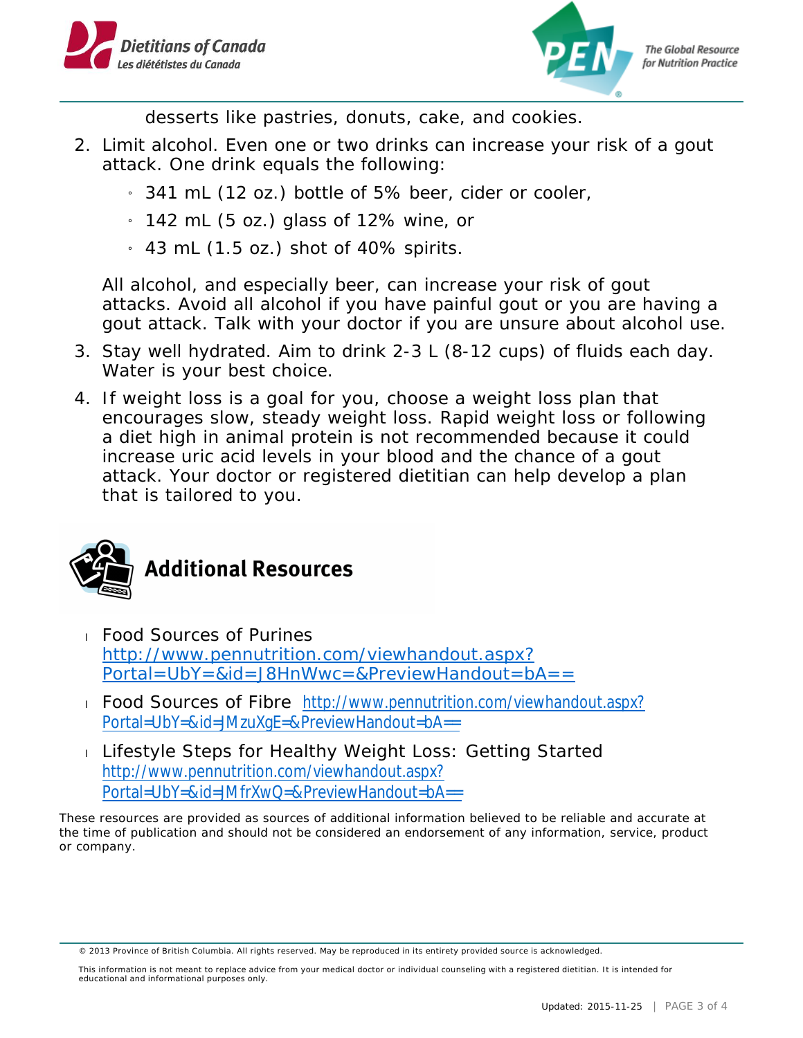desserts like pastries, donuts, cake, and cookies.

2. Limit alcohol. Even one or two drinks can increase your risk of a gout attack. One drink equals the following:
   - 341 mL (12 oz.) bottle of 5% beer, cider or cooler,
   - 142 mL (5 oz.) glass of 12% wine, or
   - 43 mL (1.5 oz.) shot of 40% spirits.

   All alcohol, and especially beer, can increase your risk of gout attacks. Avoid all alcohol if you have painful gout or you are having a gout attack. Talk with your doctor if you are unsure about alcohol use.

3. Stay well hydrated. Aim to drink 2-3 L (8-12 cups) of fluids each day. Water is your best choice.

4. If weight loss is a goal for you, choose a weight loss plan that encourages slow, steady weight loss. Rapid weight loss or following a diet high in animal protein is not recommended because it could increase uric acid levels in your blood and the chance of a gout attack. Your doctor or registered dietitian can help develop a plan that is tailored to you.

## Additional Resources

- Food Sources of Purines http://www.pennutrition.com/viewhandout.aspx?Portal=UbY=&id=J8HnWwc=&PreviewHandout=bA==
- Food Sources of Fibre http://www.pennutrition.com/viewhandout.aspx?Portal=UbY=&id=JMzuXgE=&PreviewHandout=bA==
- Lifestyle Steps for Healthy Weight Loss: Getting Started http://www.pennutrition.com/viewhandout.aspx?Portal=UbY=&id=JMfrXwQ=&PreviewHandout=bA==

These resources are provided as sources of additional information believed to be reliable and accurate at the time of publication and should not be considered an endorsement of any information, service, product or company.

© 2013 Province of British Columbia. All rights reserved. May be reproduced in its entirety provided source is acknowledged.

This information is not meant to replace advice from your medical doctor or individual counseling with a registered dietitian. It is intended for educational and informational purposes only.

Updated: 2015-11-25